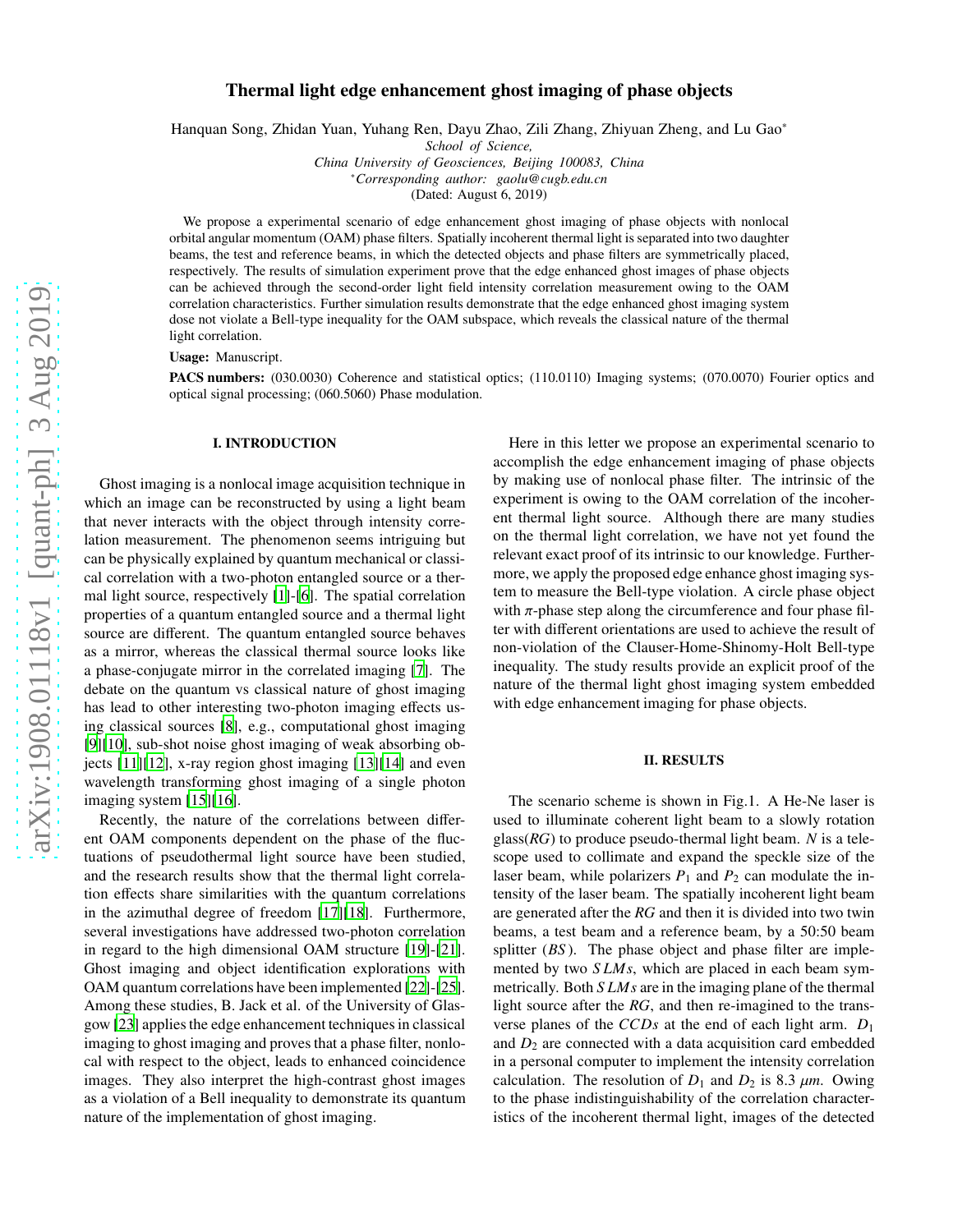# Thermal light edge enhancement ghost imaging of phase objects

Hanquan Song, Zhidan Yuan, Yuhang Ren, Dayu Zhao, Zili Zhang, Zhiyuan Zheng, and Lu Gao*

*School of Science,*
*China University of Geosciences, Beijing 100083, China*
*Corresponding author: gaolu@cugb.edu.cn
(Dated: August 6, 2019)

We propose a experimental scenario of edge enhancement ghost imaging of phase objects with nonlocal orbital angular momentum (OAM) phase filters. Spatially incoherent thermal light is separated into two daughter beams, the test and reference beams, in which the detected objects and phase filters are symmetrically placed, respectively. The results of simulation experiment prove that the edge enhanced ghost images of phase objects can be achieved through the second-order light field intensity correlation measurement owing to the OAM correlation characteristics. Further simulation results demonstrate that the edge enhanced ghost imaging system dose not violate a Bell-type inequality for the OAM subspace, which reveals the classical nature of the thermal light correlation.

**Usage:** Manuscript.

**PACS numbers:** (030.0030) Coherence and statistical optics; (110.0110) Imaging systems; (070.0070) Fourier optics and optical signal processing; (060.5060) Phase modulation.

## I. INTRODUCTION

Ghost imaging is a nonlocal image acquisition technique in which an image can be reconstructed by using a light beam that never interacts with the object through intensity correlation measurement. The phenomenon seems intriguing but can be physically explained by quantum mechanical or classical correlation with a two-photon entangled source or a thermal light source, respectively [1]-[6]. The spatial correlation properties of a quantum entangled source and a thermal light source are different. The quantum entangled source behaves as a mirror, whereas the classical thermal source looks like a phase-conjugate mirror in the correlated imaging [7]. The debate on the quantum vs classical nature of ghost imaging has lead to other interesting two-photon imaging effects using classical sources [8], e.g., computational ghost imaging [9][10], sub-shot noise ghost imaging of weak absorbing objects [11][12], x-ray region ghost imaging [13][14] and even wavelength transforming ghost imaging of a single photon imaging system [15][16].

Recently, the nature of the correlations between different OAM components dependent on the phase of the fluctuations of pseudothermal light source have been studied, and the research results show that the thermal light correlation effects share similarities with the quantum correlations in the azimuthal degree of freedom [17][18]. Furthermore, several investigations have addressed two-photon correlation in regard to the high dimensional OAM structure [19]-[21]. Ghost imaging and object identification explorations with OAM quantum correlations have been implemented [22]-[25]. Among these studies, B. Jack et al. of the University of Glasgow [23] applies the edge enhancement techniques in classical imaging to ghost imaging and proves that a phase filter, nonlocal with respect to the object, leads to enhanced coincidence images. They also interpret the high-contrast ghost images as a violation of a Bell inequality to demonstrate its quantum nature of the implementation of ghost imaging.

Here in this letter we propose an experimental scenario to accomplish the edge enhancement imaging of phase objects by making use of nonlocal phase filter. The intrinsic of the experiment is owing to the OAM correlation of the incoherent thermal light source. Although there are many studies on the thermal light correlation, we have not yet found the relevant exact proof of its intrinsic to our knowledge. Furthermore, we apply the proposed edge enhance ghost imaging system to measure the Bell-type violation. A circle phase object with $\pi$-phase step along the circumference and four phase filter with different orientations are used to achieve the result of non-violation of the Clauser-Home-Shinomy-Holt Bell-type inequality. The study results provide an explicit proof of the nature of the thermal light ghost imaging system embedded with edge enhancement imaging for phase objects.

## II. RESULTS

The scenario scheme is shown in Fig.1. A He-Ne laser is used to illuminate coherent light beam to a slowly rotation glass($RG$) to produce pseudo-thermal light beam. $N$ is a telescope used to collimate and expand the speckle size of the laser beam, while polarizers $P_1$ and $P_2$ can modulate the intensity of the laser beam. The spatially incoherent light beam are generated after the $RG$ and then it is divided into two twin beams, a test beam and a reference beam, by a 50:50 beam splitter ($BS$). The phase object and phase filter are implemented by two $SLMs$, which are placed in each beam symmetrically. Both $SLMs$ are in the imaging plane of the thermal light source after the $RG$, and then re-imagined to the transverse planes of the $CCDs$ at the end of each light arm. $D_1$ and $D_2$ are connected with a data acquisition card embedded in a personal computer to implement the intensity correlation calculation. The resolution of $D_1$ and $D_2$ is 8.3 $\mu m$. Owing to the phase indistinguishability of the correlation characteristics of the incoherent thermal light, images of the detected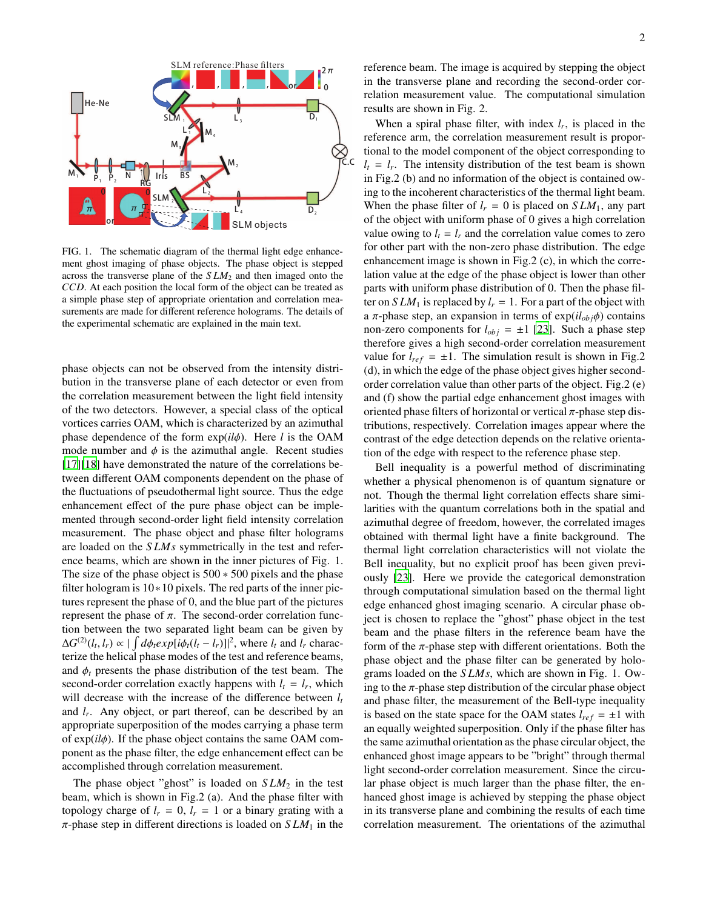FIG. 1. The schematic diagram of the thermal light edge enhancement ghost imaging of phase objects. The phase object is stepped across the transverse plane of the $SLM_2$ and then imaged onto the $CCD$. At each position the local form of the object can be treated as a simple phase step of appropriate orientation and correlation measurements are made for different reference holograms. The details of the experimental schematic are explained in the main text.

phase objects can not be observed from the intensity distribution in the transverse plane of each detector or even from the correlation measurement between the light field intensity of the two detectors. However, a special class of the optical vortices carries OAM, which is characterized by an azimuthal phase dependence of the form $\exp(il\phi)$. Here $l$ is the OAM mode number and $\phi$ is the azimuthal angle. Recent studies [17][18] have demonstrated the nature of the correlations between different OAM components dependent on the phase of the fluctuations of pseudothermal light source. Thus the edge enhancement effect of the pure phase object can be implemented through second-order light field intensity correlation measurement. The phase object and phase filter holograms are loaded on the $SLMs$ symmetrically in the test and reference beams, which are shown in the inner pictures of Fig. 1. The size of the phase object is $500 * 500$ pixels and the phase filter hologram is $10*10$ pixels. The red parts of the inner pictures represent the phase of 0, and the blue part of the pictures represent the phase of $\pi$. The second-order correlation function between the two separated light beam can be given by $\Delta G^{(2)}(l_t, l_r) \propto |\int d\phi_t exp[i\phi_t(l_t - l_r)]|^2$, where $l_t$ and $l_r$ characterize the helical phase modes of the test and reference beams, and $\phi_t$ presents the phase distribution of the test beam. The second-order correlation exactly happens with $l_t = l_r$, which will decrease with the increase of the difference between $l_t$ and $l_r$. Any object, or part thereof, can be described by an appropriate superposition of the modes carrying a phase term of $\exp(il\phi)$. If the phase object contains the same OAM component as the phase filter, the edge enhancement effect can be accomplished through correlation measurement.

The phase object "ghost" is loaded on $SLM_2$ in the test beam, which is shown in Fig.2 (a). And the phase filter with topology charge of $l_r = 0$, $l_r = 1$ or a binary grating with a $\pi$-phase step in different directions is loaded on $SLM_1$ in the reference beam. The image is acquired by stepping the object in the transverse plane and recording the second-order correlation measurement value. The computational simulation results are shown in Fig. 2.

When a spiral phase filter, with index $l_r$, is placed in the reference arm, the correlation measurement result is proportional to the model component of the object corresponding to $l_t = l_r$. The intensity distribution of the test beam is shown in Fig.2 (b) and no information of the object is contained owing to the incoherent characteristics of the thermal light beam. When the phase filter of $l_r = 0$ is placed on $SLM_1$, any part of the object with uniform phase of 0 gives a high correlation value owing to $l_t = l_r$ and the correlation value comes to zero for other part with the non-zero phase distribution. The edge enhancement image is shown in Fig.2 (c), in which the correlation value at the edge of the phase object is lower than other parts with uniform phase distribution of 0. Then the phase filter on $SLM_1$ is replaced by $l_r = 1$. For a part of the object with a $\pi$-phase step, an expansion in terms of $\exp(il_{obj}\phi)$ contains non-zero components for $l_{obj} = \pm 1$ [23]. Such a phase step therefore gives a high second-order correlation measurement value for $l_{ref} = \pm 1$. The simulation result is shown in Fig.2 (d), in which the edge of the phase object gives higher second-order correlation value than other parts of the object. Fig.2 (e) and (f) show the partial edge enhancement ghost images with oriented phase filters of horizontal or vertical $\pi$-phase step distributions, respectively. Correlation images appear where the contrast of the edge detection depends on the relative orientation of the edge with respect to the reference phase step.

Bell inequality is a powerful method of discriminating whether a physical phenomenon is of quantum signature or not. Though the thermal light correlation effects share similarities with the quantum correlations both in the spatial and azimuthal degree of freedom, however, the correlated images obtained with thermal light have a finite background. The thermal light correlation characteristics will not violate the Bell inequality, but no explicit proof has been given previously [23]. Here we provide the categorical demonstration through computational simulation based on the thermal light edge enhanced ghost imaging scenario. A circular phase object is chosen to replace the "ghost" phase object in the test beam and the phase filters in the reference beam have the form of the $\pi$-phase step with different orientations. Both the phase object and the phase filter can be generated by holograms loaded on the $SLMs$, which are shown in Fig. 1. Owing to the $\pi$-phase step distribution of the circular phase object and phase filter, the measurement of the Bell-type inequality is based on the state space for the OAM states $l_{ref} = \pm 1$ with an equally weighted superposition. Only if the phase filter has the same azimuthal orientation as the phase circular object, the enhanced ghost image appears to be "bright" through thermal light second-order correlation measurement. Since the circular phase object is much larger than the phase filter, the enhanced ghost image is achieved by stepping the phase object in its transverse plane and combining the results of each time correlation measurement. The orientations of the azimuthal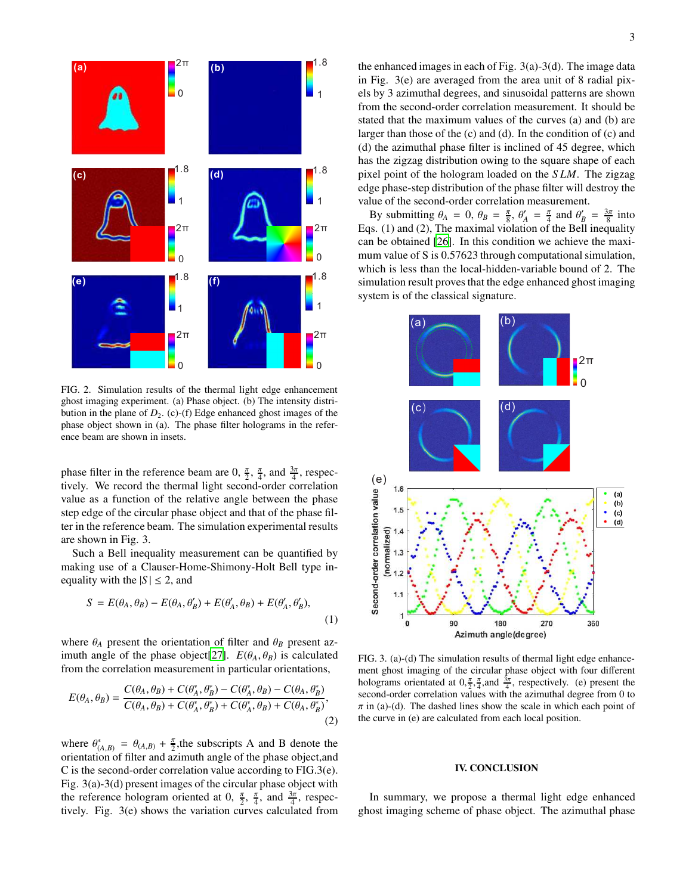FIG. 2. Simulation results of the thermal light edge enhancement ghost imaging experiment. (a) Phase object. (b) The intensity distribution in the plane of $D_2$. (c)-(f) Edge enhanced ghost images of the phase object shown in (a). The phase filter holograms in the reference beam are shown in insets.

phase filter in the reference beam are 0, $\frac{\pi}{2}$, $\frac{\pi}{4}$, and $\frac{3\pi}{4}$, respectively. We record the thermal light second-order correlation value as a function of the relative angle between the phase step edge of the circular phase object and that of the phase filter in the reference beam. The simulation experimental results are shown in Fig. 3.

Such a Bell inequality measurement can be quantified by making use of a Clauser-Home-Shimony-Holt Bell type inequality with the $|S| \leq 2$, and

$$S = E(\theta_A, \theta_B) - E(\theta_A, \theta_B') + E(\theta_A', \theta_B) + E(\theta_A', \theta_B'), \tag{1}$$

where $\theta_A$ present the orientation of filter and $\theta_B$ present azimuth angle of the phase object[27]. $E(\theta_A, \theta_B)$ is calculated from the correlation measurement in particular orientations,

$$E(\theta_A, \theta_B) = \frac{C(\theta_A, \theta_B) + C(\theta_A^*, \theta_B^*) - C(\theta_A^*, \theta_B) - C(\theta_A, \theta_B^*)}{C(\theta_A, \theta_B) + C(\theta_A^*, \theta_B^*) + C(\theta_A^*, \theta_B) + C(\theta_A, \theta_B^*)}, \tag{2}$$

where $\theta^*_{(A,B)} = \theta_{(A,B)} + \frac{\pi}{2}$,the subscripts A and B denote the orientation of filter and azimuth angle of the phase object,and C is the second-order correlation value according to FIG.3(e). Fig. 3(a)-3(d) present images of the circular phase object with the reference hologram oriented at 0, $\frac{\pi}{2}$, $\frac{\pi}{4}$, and $\frac{3\pi}{4}$, respectively. Fig. 3(e) shows the variation curves calculated from the enhanced images in each of Fig. 3(a)-3(d). The image data in Fig. 3(e) are averaged from the area unit of 8 radial pixels by 3 azimuthal degrees, and sinusoidal patterns are shown from the second-order correlation measurement. It should be stated that the maximum values of the curves (a) and (b) are larger than those of the (c) and (d). In the condition of (c) and (d) the azimuthal phase filter is inclined of 45 degree, which has the zigzag distribution owing to the square shape of each pixel point of the hologram loaded on the $SLM$. The zigzag edge phase-step distribution of the phase filter will destroy the value of the second-order correlation measurement.

By submitting $\theta_A = 0$, $\theta_B = \frac{\pi}{8}$, $\theta_A' = \frac{\pi}{4}$ and $\theta_B' = \frac{3\pi}{8}$ into Eqs. (1) and (2), The maximal violation of the Bell inequality can be obtained [26]. In this condition we achieve the maximum value of S is 0.57623 through computational simulation, which is less than the local-hidden-variable bound of 2. The simulation result proves that the edge enhanced ghost imaging system is of the classical signature.

FIG. 3. (a)-(d) The simulation results of thermal light edge enhancement ghost imaging of the circular phase object with four different holograms orientated at 0,$\frac{\pi}{2}$,$\frac{\pi}{4}$,and $\frac{3\pi}{4}$, respectively. (e) present the second-order correlation values with the azimuthal degree from 0 to $\pi$ in (a)-(d). The dashed lines show the scale in which each point of the curve in (e) are calculated from each local position.

## IV. CONCLUSION

In summary, we propose a thermal light edge enhanced ghost imaging scheme of phase object. The azimuthal phase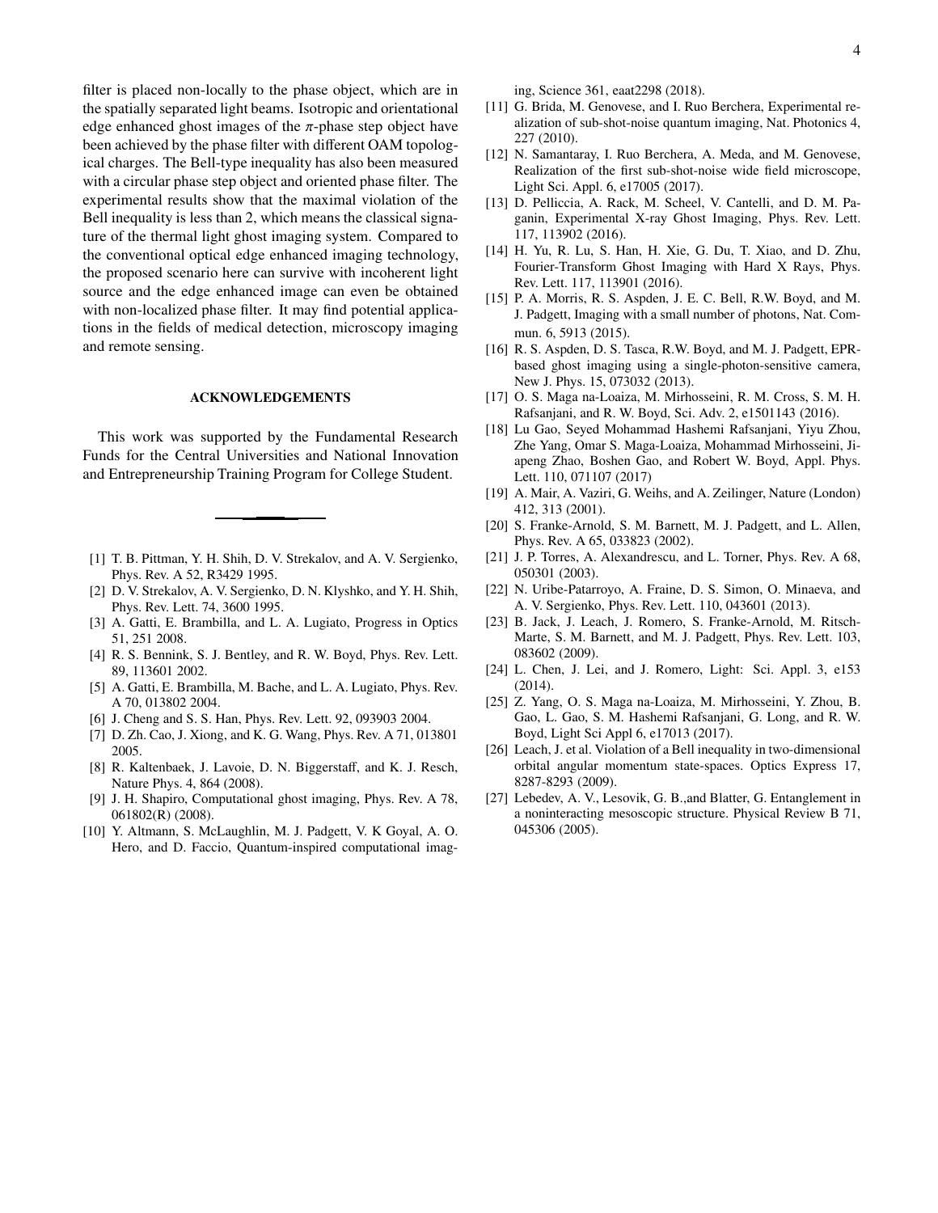filter is placed non-locally to the phase object, which are in the spatially separated light beams. Isotropic and orientational edge enhanced ghost images of the $\pi$-phase step object have been achieved by the phase filter with different OAM topological charges. The Bell-type inequality has also been measured with a circular phase step object and oriented phase filter. The experimental results show that the maximal violation of the Bell inequality is less than 2, which means the classical signature of the thermal light ghost imaging system. Compared to the conventional optical edge enhanced imaging technology, the proposed scenario here can survive with incoherent light source and the edge enhanced image can even be obtained with non-localized phase filter. It may find potential applications in the fields of medical detection, microscopy imaging and remote sensing.

## ACKNOWLEDGEMENTS

This work was supported by the Fundamental Research Funds for the Central Universities and National Innovation and Entrepreneurship Training Program for College Student.

---

[1] T. B. Pittman, Y. H. Shih, D. V. Strekalov, and A. V. Sergienko, Phys. Rev. A 52, R3429 1995.

[2] D. V. Strekalov, A. V. Sergienko, D. N. Klyshko, and Y. H. Shih, Phys. Rev. Lett. 74, 3600 1995.

[3] A. Gatti, E. Brambilla, and L. A. Lugiato, Progress in Optics 51, 251 2008.

[4] R. S. Bennink, S. J. Bentley, and R. W. Boyd, Phys. Rev. Lett. 89, 113601 2002.

[5] A. Gatti, E. Brambilla, M. Bache, and L. A. Lugiato, Phys. Rev. A 70, 013802 2004.

[6] J. Cheng and S. S. Han, Phys. Rev. Lett. 92, 093903 2004.

[7] D. Zh. Cao, J. Xiong, and K. G. Wang, Phys. Rev. A 71, 013801 2005.

[8] R. Kaltenbaek, J. Lavoie, D. N. Biggerstaff, and K. J. Resch, Nature Phys. 4, 864 (2008).

[9] J. H. Shapiro, Computational ghost imaging, Phys. Rev. A 78, 061802(R) (2008).

[10] Y. Altmann, S. McLaughlin, M. J. Padgett, V. K Goyal, A. O. Hero, and D. Faccio, Quantum-inspired computational imaging, Science 361, eaat2298 (2018).

[11] G. Brida, M. Genovese, and I. Ruo Berchera, Experimental realization of sub-shot-noise quantum imaging, Nat. Photonics 4, 227 (2010).

[12] N. Samantaray, I. Ruo Berchera, A. Meda, and M. Genovese, Realization of the first sub-shot-noise wide field microscope, Light Sci. Appl. 6, e17005 (2017).

[13] D. Pelliccia, A. Rack, M. Scheel, V. Cantelli, and D. M. Paganin, Experimental X-ray Ghost Imaging, Phys. Rev. Lett. 117, 113902 (2016).

[14] H. Yu, R. Lu, S. Han, H. Xie, G. Du, T. Xiao, and D. Zhu, Fourier-Transform Ghost Imaging with Hard X Rays, Phys. Rev. Lett. 117, 113901 (2016).

[15] P. A. Morris, R. S. Aspden, J. E. C. Bell, R.W. Boyd, and M. J. Padgett, Imaging with a small number of photons, Nat. Commun. 6, 5913 (2015).

[16] R. S. Aspden, D. S. Tasca, R.W. Boyd, and M. J. Padgett, EPR-based ghost imaging using a single-photon-sensitive camera, New J. Phys. 15, 073032 (2013).

[17] O. S. Maga na-Loaiza, M. Mirhosseini, R. M. Cross, S. M. H. Rafsanjani, and R. W. Boyd, Sci. Adv. 2, e1501143 (2016).

[18] Lu Gao, Seyed Mohammad Hashemi Rafsanjani, Yiyu Zhou, Zhe Yang, Omar S. Maga-Loaiza, Mohammad Mirhosseini, Jiapeng Zhao, Boshen Gao, and Robert W. Boyd, Appl. Phys. Lett. 110, 071107 (2017)

[19] A. Mair, A. Vaziri, G. Weihs, and A. Zeilinger, Nature (London) 412, 313 (2001).

[20] S. Franke-Arnold, S. M. Barnett, M. J. Padgett, and L. Allen, Phys. Rev. A 65, 033823 (2002).

[21] J. P. Torres, A. Alexandrescu, and L. Torner, Phys. Rev. A 68, 050301 (2003).

[22] N. Uribe-Patarroyo, A. Fraine, D. S. Simon, O. Minaeva, and A. V. Sergienko, Phys. Rev. Lett. 110, 043601 (2013).

[23] B. Jack, J. Leach, J. Romero, S. Franke-Arnold, M. Ritsch-Marte, S. M. Barnett, and M. J. Padgett, Phys. Rev. Lett. 103, 083602 (2009).

[24] L. Chen, J. Lei, and J. Romero, Light: Sci. Appl. 3, e153 (2014).

[25] Z. Yang, O. S. Maga na-Loaiza, M. Mirhosseini, Y. Zhou, B. Gao, L. Gao, S. M. Hashemi Rafsanjani, G. Long, and R. W. Boyd, Light Sci Appl 6, e17013 (2017).

[26] Leach, J. et al. Violation of a Bell inequality in two-dimensional orbital angular momentum state-spaces. Optics Express 17, 8287-8293 (2009).

[27] Lebedev, A. V., Lesovik, G. B.,and Blatter, G. Entanglement in a noninteracting mesoscopic structure. Physical Review B 71, 045306 (2005).